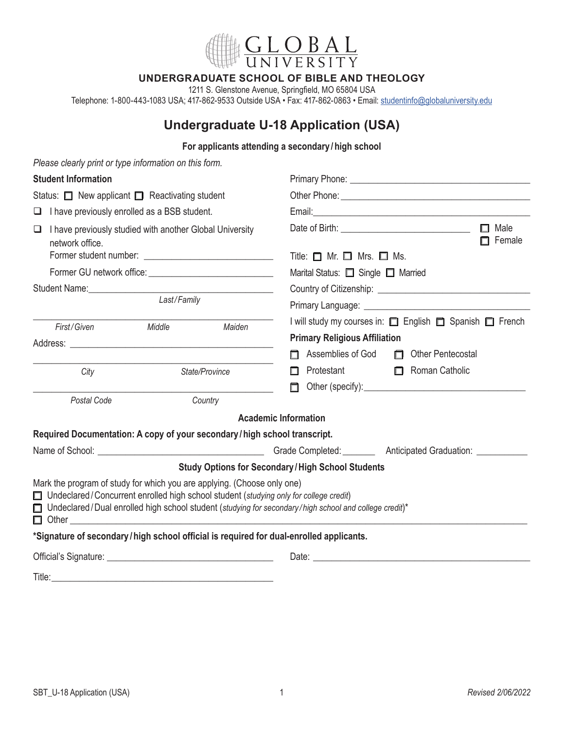# GLOBAL UNIVERSITY

## UNDERGRADUATE SCHOOL OF BIBLE AND THEOLOGY

1211 S. Glenstone Avenue, Springfield, MO 65804 USA
Telephone: 1-800-443-1083 USA; 417-862-9533 Outside USA • Fax: 417-862-0863 • Email: studentinfo@globaluniversity.edu

# Undergraduate U-18 Application (USA)

**For applicants attending a secondary / high school**

*Please clearly print or type information on this form.*

**Student Information**

Status: ☐ New applicant ☐ Reactivating student

☐ I have previously enrolled as a BSB student.

☐ I have previously studied with another Global University network office.

Former student number: ____________________________

Former GU network office: ____________________________

Student Name: ____________________________
*Last / Family*

____________________________
*First / Given* *Middle* *Maiden*

Address: ____________________________

____________________________
*City* *State/Province*

____________________________
*Postal Code* *Country*

Primary Phone: ____________________________

Other Phone: ____________________________

Email: ____________________________

Date of Birth: ____________________________ ☐ Male ☐ Female

Title: ☐ Mr. ☐ Mrs. ☐ Ms.

Marital Status: ☐ Single ☐ Married

Country of Citizenship: ____________________________

Primary Language: ____________________________

I will study my courses in: ☐ English ☐ Spanish ☐ French

**Primary Religious Affiliation**

☐ Assemblies of God ☐ Other Pentecostal

☐ Protestant ☐ Roman Catholic

☐ Other (specify): ____________________________

**Academic Information**

**Required Documentation: A copy of your secondary / high school transcript.**

Name of School: ____________________________ Grade Completed: _______ Anticipated Graduation: ___________

**Study Options for Secondary / High School Students**

Mark the program of study for which you are applying. (Choose only one)

☐ Undeclared / Concurrent enrolled high school student (*studying only for college credit*)

☐ Undeclared / Dual enrolled high school student (*studying for secondary / high school and college credit*)*

☐ Other ____________________________

**\*Signature of secondary / high school official is required for dual-enrolled applicants.**

Official's Signature: ____________________________ Date: ____________________________

Title: ____________________________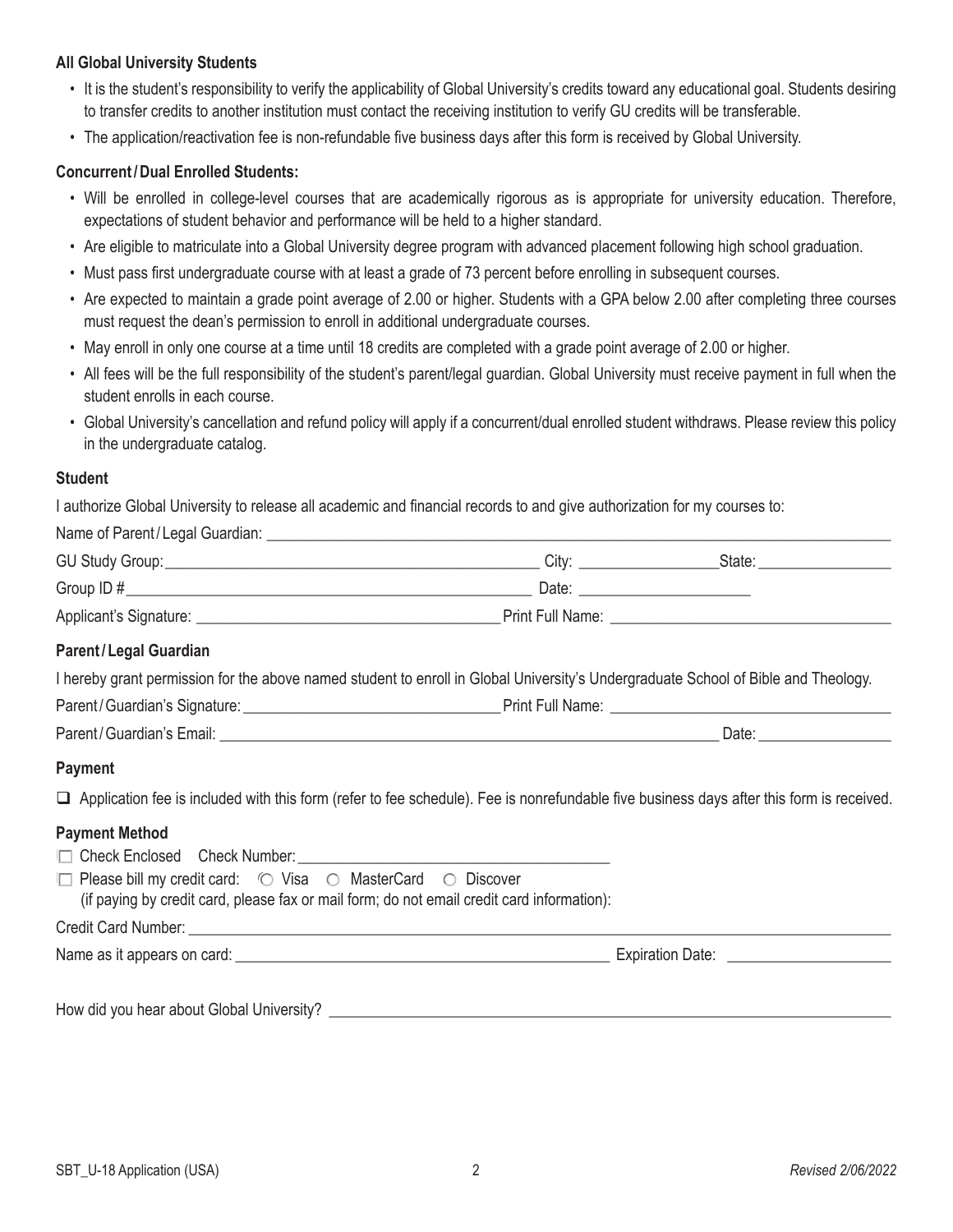**All Global University Students**

- It is the student's responsibility to verify the applicability of Global University's credits toward any educational goal. Students desiring to transfer credits to another institution must contact the receiving institution to verify GU credits will be transferable.
- The application/reactivation fee is non-refundable five business days after this form is received by Global University.

**Concurrent / Dual Enrolled Students:**

- Will be enrolled in college-level courses that are academically rigorous as is appropriate for university education. Therefore, expectations of student behavior and performance will be held to a higher standard.
- Are eligible to matriculate into a Global University degree program with advanced placement following high school graduation.
- Must pass first undergraduate course with at least a grade of 73 percent before enrolling in subsequent courses.
- Are expected to maintain a grade point average of 2.00 or higher. Students with a GPA below 2.00 after completing three courses must request the dean's permission to enroll in additional undergraduate courses.
- May enroll in only one course at a time until 18 credits are completed with a grade point average of 2.00 or higher.
- All fees will be the full responsibility of the student's parent/legal guardian. Global University must receive payment in full when the student enrolls in each course.
- Global University's cancellation and refund policy will apply if a concurrent/dual enrolled student withdraws. Please review this policy in the undergraduate catalog.

**Student**

I authorize Global University to release all academic and financial records to and give authorization for my courses to:

Name of Parent / Legal Guardian: ______________________________

GU Study Group: ______________________ City: ______________ State: ______________

Group ID # ______________________ Date: ______________

Applicant's Signature: ______________________ Print Full Name: ______________________

**Parent / Legal Guardian**

I hereby grant permission for the above named student to enroll in Global University's Undergraduate School of Bible and Theology.

Parent / Guardian's Signature: ______________________ Print Full Name: ______________________

Parent / Guardian's Email: ______________________________ Date: ______________

**Payment**

☐ Application fee is included with this form (refer to fee schedule). Fee is nonrefundable five business days after this form is received.

**Payment Method**

☐ Check Enclosed  Check Number: ______________________

☐ Please bill my credit card: ○ Visa ○ MasterCard ○ Discover
(if paying by credit card, please fax or mail form; do not email credit card information):

Credit Card Number: ______________________________

Name as it appears on card: ______________________ Expiration Date: ______________

How did you hear about Global University? ______________________________

SBT_U-18 Application (USA)

*Revised 2/06/2022*